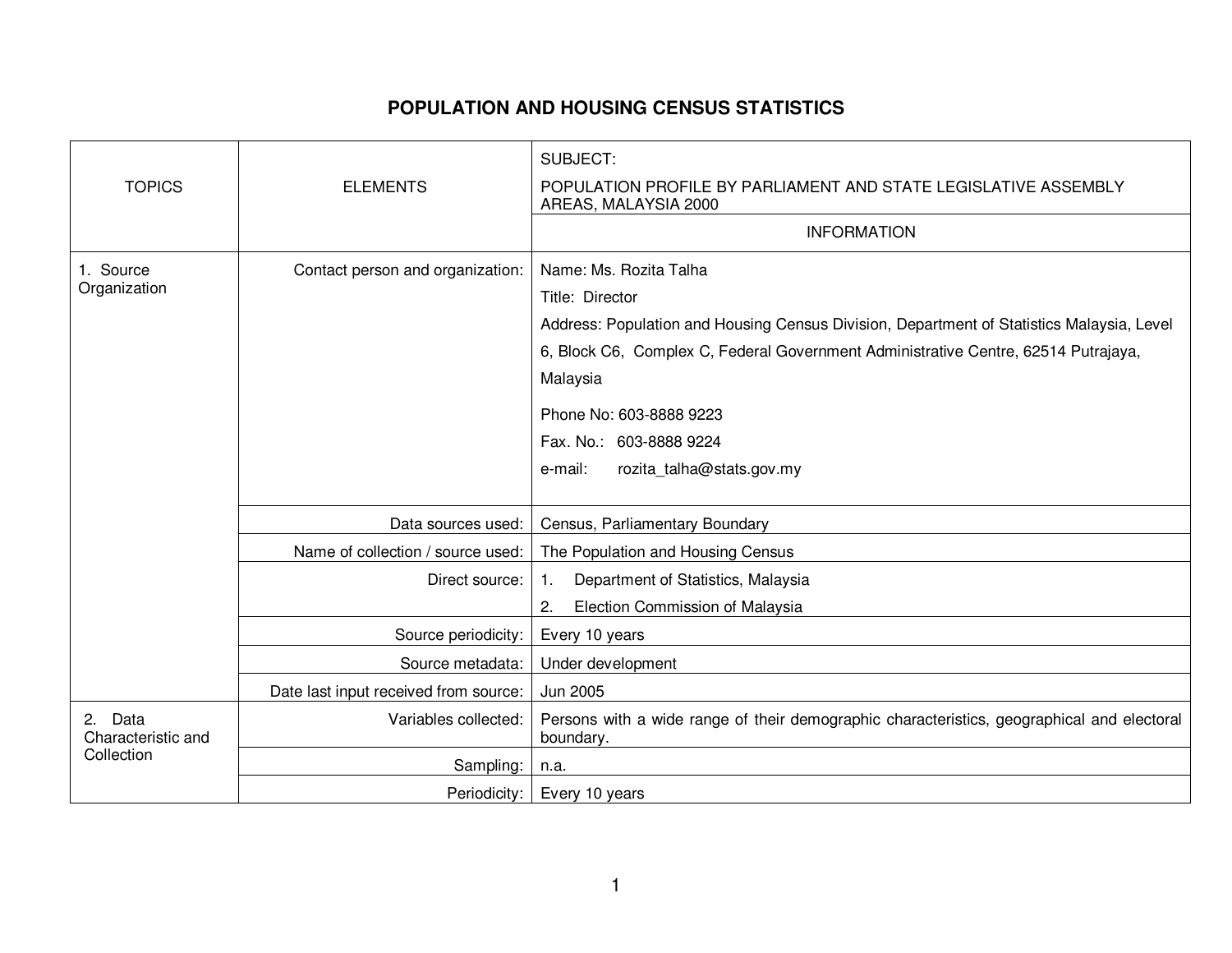# POPULATION AND HOUSING CENSUS STATISTICS

| TOPICS | ELEMENTS | SUBJECT: POPULATION PROFILE BY PARLIAMENT AND STATE LEGISLATIVE ASSEMBLY AREAS, MALAYSIA 2000 |
|---|---|---|
| | | INFORMATION |
| 1. Source Organization | Contact person and organization: | Name: Ms. Rozita Talha<br>Title: Director<br>Address: Population and Housing Census Division, Department of Statistics Malaysia, Level 6, Block C6, Complex C, Federal Government Administrative Centre, 62514 Putrajaya, Malaysia<br>Phone No: 603-8888 9223<br>Fax. No.: 603-8888 9224<br>e-mail: rozita_talha@stats.gov.my |
| | Data sources used: | Census, Parliamentary Boundary |
| | Name of collection / source used: | The Population and Housing Census |
| | Direct source: | 1. Department of Statistics, Malaysia<br>2. Election Commission of Malaysia |
| | Source periodicity: | Every 10 years |
| | Source metadata: | Under development |
| | Date last input received from source: | Jun 2005 |
| 2. Data Characteristic and Collection | Variables collected: | Persons with a wide range of their demographic characteristics, geographical and electoral boundary. |
| | Sampling: | n.a. |
| | Periodicity: | Every 10 years |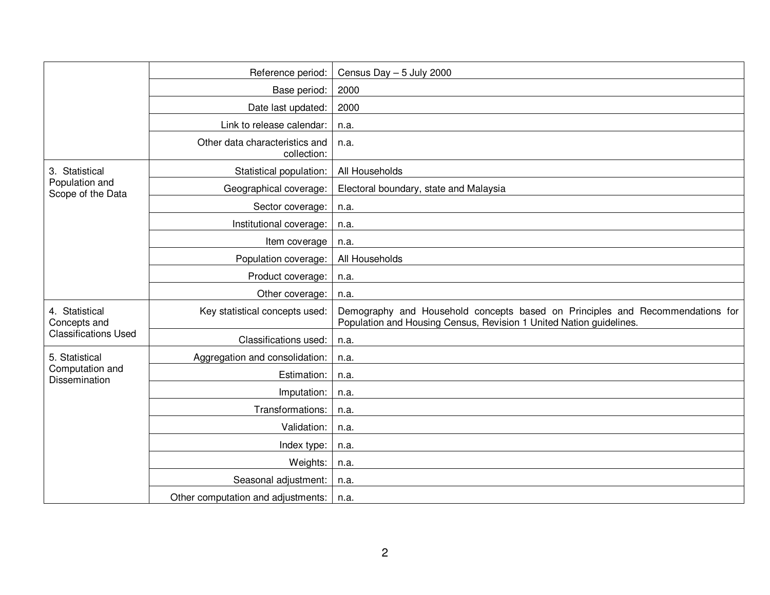| | | |
|---|---|---|
| | Reference period: | Census Day – 5 July 2000 |
| | Base period: | 2000 |
| | Date last updated: | 2000 |
| | Link to release calendar: | n.a. |
| | Other data characteristics and collection: | n.a. |
| 3. Statistical Population and Scope of the Data | Statistical population: | All Households |
| | Geographical coverage: | Electoral boundary, state and Malaysia |
| | Sector coverage: | n.a. |
| | Institutional coverage: | n.a. |
| | Item coverage | n.a. |
| | Population coverage: | All Households |
| | Product coverage: | n.a. |
| | Other coverage: | n.a. |
| 4. Statistical Concepts and Classifications Used | Key statistical concepts used: | Demography and Household concepts based on Principles and Recommendations for Population and Housing Census, Revision 1 United Nation guidelines. |
| | Classifications used: | n.a. |
| 5. Statistical Computation and Dissemination | Aggregation and consolidation: | n.a. |
| | Estimation: | n.a. |
| | Imputation: | n.a. |
| | Transformations: | n.a. |
| | Validation: | n.a. |
| | Index type: | n.a. |
| | Weights: | n.a. |
| | Seasonal adjustment: | n.a. |
| | Other computation and adjustments: | n.a. |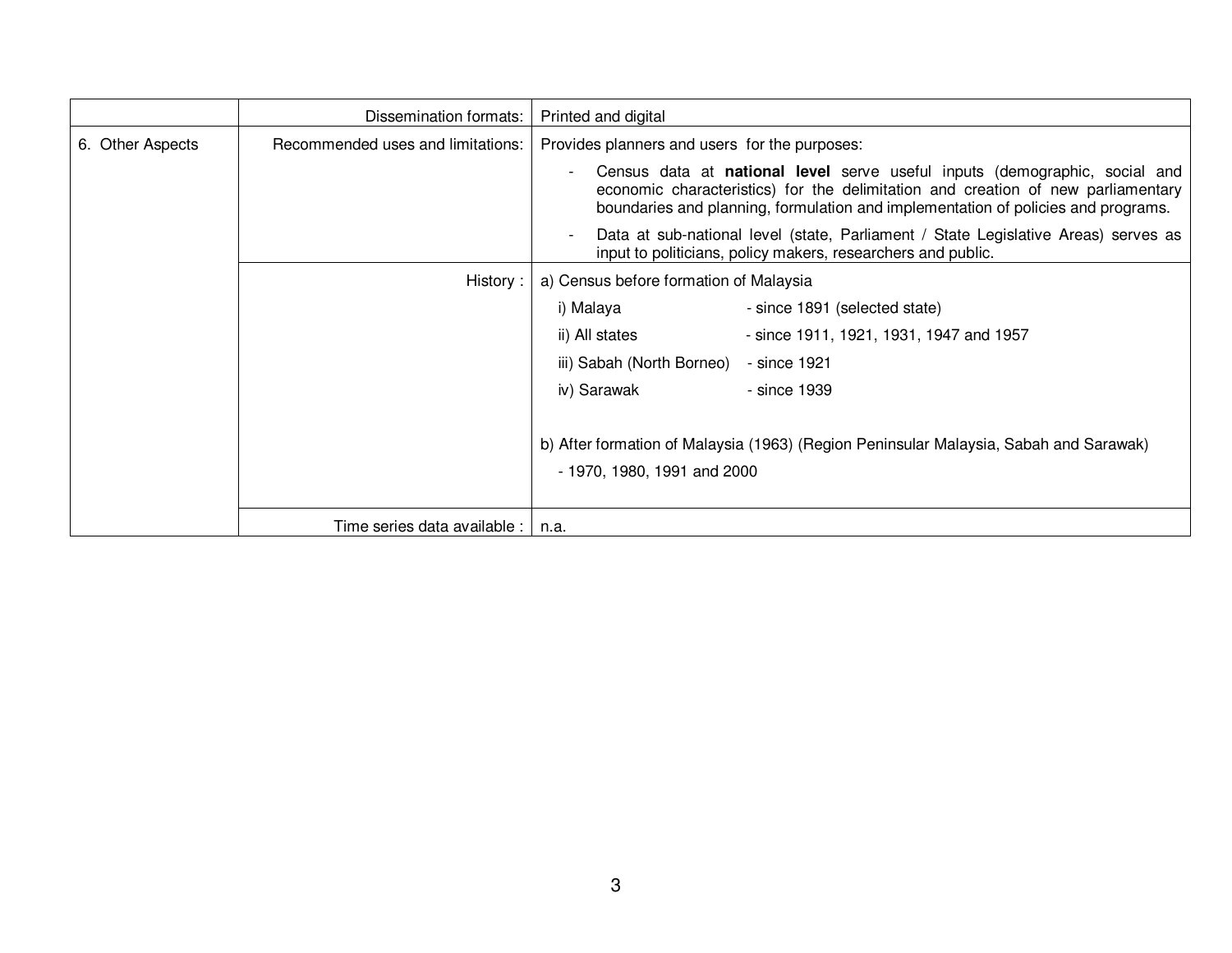| | | |
|---|---|---|
| | Dissemination formats: | Printed and digital |
| 6. Other Aspects | Recommended uses and limitations: | Provides planners and users for the purposes:<br>- Census data at **national level** serve useful inputs (demographic, social and economic characteristics) for the delimitation and creation of new parliamentary boundaries and planning, formulation and implementation of policies and programs.<br>- Data at sub-national level (state, Parliament / State Legislative Areas) serves as input to politicians, policy makers, researchers and public. |
| | History : | a) Census before formation of Malaysia<br>i) Malaya - since 1891 (selected state)<br>ii) All states - since 1911, 1921, 1931, 1947 and 1957<br>iii) Sabah (North Borneo) - since 1921<br>iv) Sarawak - since 1939<br><br>b) After formation of Malaysia (1963) (Region Peninsular Malaysia, Sabah and Sarawak)<br>- 1970, 1980, 1991 and 2000 |
| | Time series data available : | n.a. |